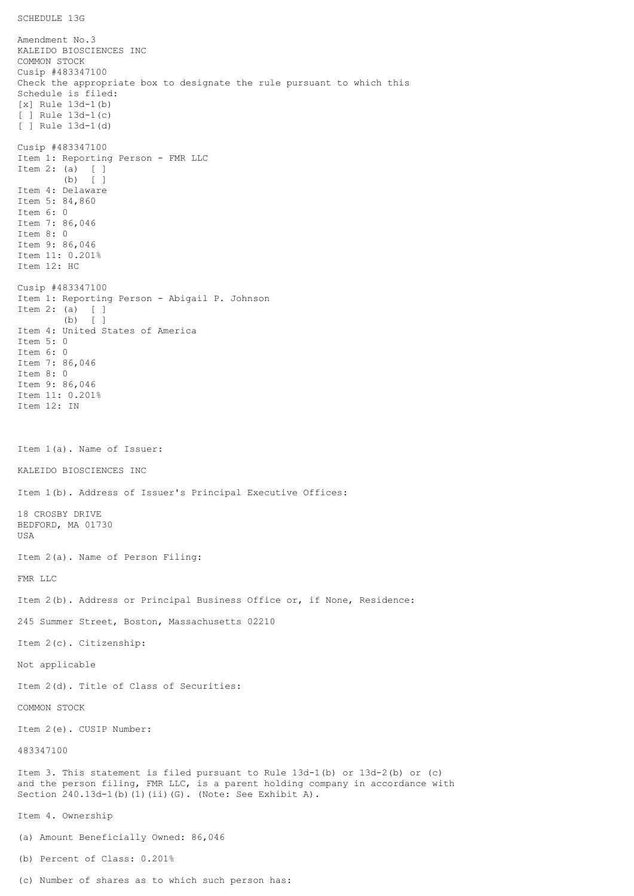SCHEDULE 13G

Amendment No.3
KALEIDO BIOSCIENCES INC
COMMON STOCK
Cusip #483347100
Check the appropriate box to designate the rule pursuant to which this Schedule is filed:
[x] Rule 13d-1(b)
[ ] Rule 13d-1(c)
[ ] Rule 13d-1(d)

Cusip #483347100
Item 1: Reporting Person - FMR LLC
Item 2: (a) [ ]
(b) [ ]
Item 4: Delaware
Item 5: 84,860
Item 6: 0
Item 7: 86,046
Item 8: 0
Item 9: 86,046
Item 11: 0.201%
Item 12: HC

Cusip #483347100
Item 1: Reporting Person - Abigail P. Johnson
Item 2: (a) [ ]
(b) [ ]
Item 4: United States of America
Item 5: 0
Item 6: 0
Item 7: 86,046
Item 8: 0
Item 9: 86,046
Item 11: 0.201%
Item 12: IN

Item 1(a). Name of Issuer:

KALEIDO BIOSCIENCES INC

Item 1(b). Address of Issuer's Principal Executive Offices:

18 CROSBY DRIVE
BEDFORD, MA 01730
USA

Item 2(a). Name of Person Filing:

FMR LLC

Item 2(b). Address or Principal Business Office or, if None, Residence:

245 Summer Street, Boston, Massachusetts 02210

Item 2(c). Citizenship:

Not applicable

Item 2(d). Title of Class of Securities:

COMMON STOCK

Item 2(e). CUSIP Number:

483347100

Item 3. This statement is filed pursuant to Rule 13d-1(b) or 13d-2(b) or (c) and the person filing, FMR LLC, is a parent holding company in accordance with Section 240.13d-1(b)(1)(ii)(G). (Note: See Exhibit A).

Item 4. Ownership

(a) Amount Beneficially Owned: 86,046

(b) Percent of Class: 0.201%

(c) Number of shares as to which such person has: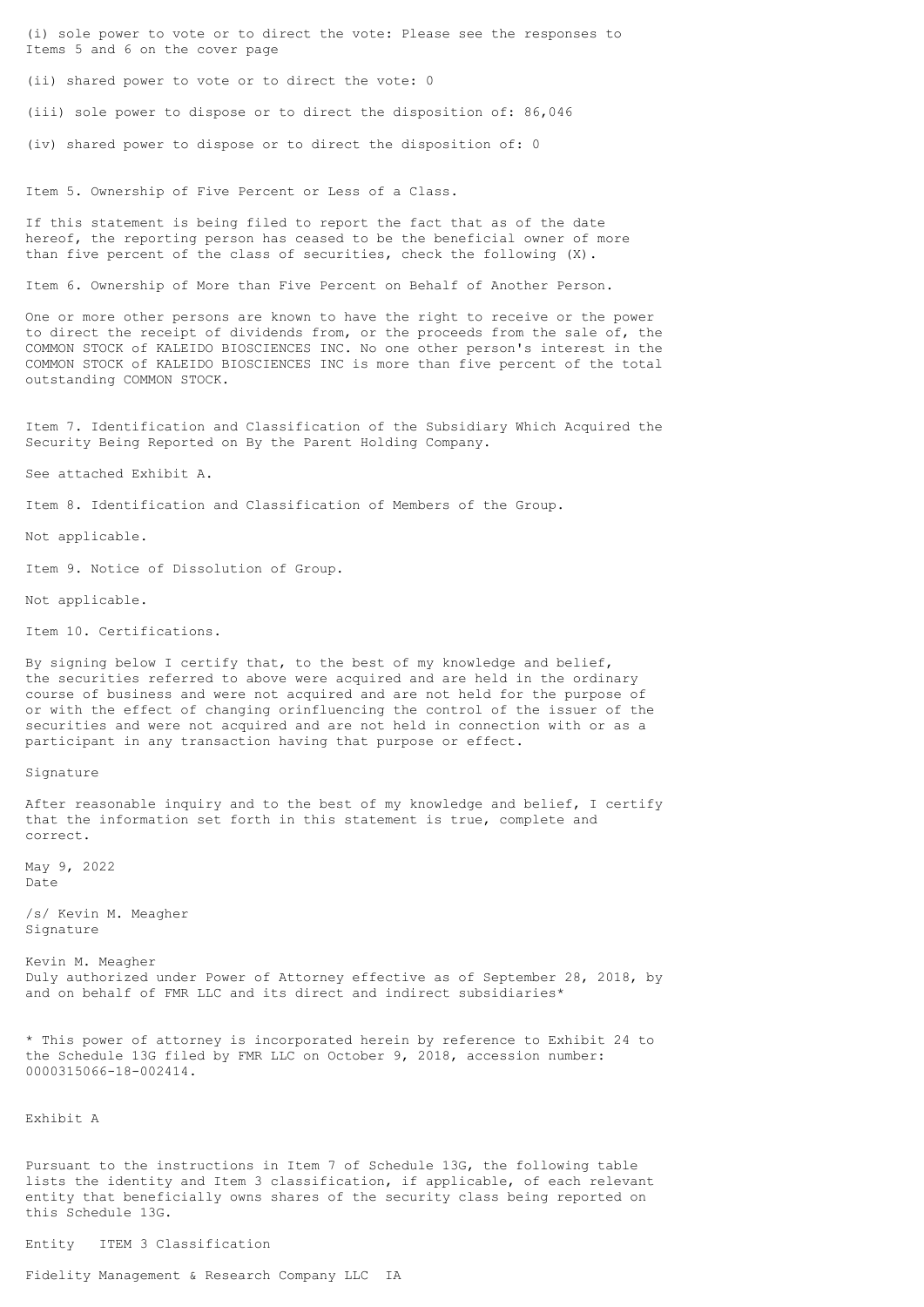(i) sole power to vote or to direct the vote: Please see the responses to Items 5 and 6 on the cover page

(ii) shared power to vote or to direct the vote: 0

(iii) sole power to dispose or to direct the disposition of: 86,046

(iv) shared power to dispose or to direct the disposition of: 0

Item 5. Ownership of Five Percent or Less of a Class.

If this statement is being filed to report the fact that as of the date hereof, the reporting person has ceased to be the beneficial owner of more than five percent of the class of securities, check the following (X).

Item 6. Ownership of More than Five Percent on Behalf of Another Person.

One or more other persons are known to have the right to receive or the power to direct the receipt of dividends from, or the proceeds from the sale of, the COMMON STOCK of KALEIDO BIOSCIENCES INC. No one other person's interest in the COMMON STOCK of KALEIDO BIOSCIENCES INC is more than five percent of the total outstanding COMMON STOCK.

Item 7. Identification and Classification of the Subsidiary Which Acquired the Security Being Reported on By the Parent Holding Company.

See attached Exhibit A.

Item 8. Identification and Classification of Members of the Group.

Not applicable.

Item 9. Notice of Dissolution of Group.

Not applicable.

Item 10. Certifications.

By signing below I certify that, to the best of my knowledge and belief, the securities referred to above were acquired and are held in the ordinary course of business and were not acquired and are not held for the purpose of or with the effect of changing orinfluencing the control of the issuer of the securities and were not acquired and are not held in connection with or as a participant in any transaction having that purpose or effect.

Signature

After reasonable inquiry and to the best of my knowledge and belief, I certify that the information set forth in this statement is true, complete and correct.

May 9, 2022
Date

/s/ Kevin M. Meagher
Signature

Kevin M. Meagher
Duly authorized under Power of Attorney effective as of September 28, 2018, by and on behalf of FMR LLC and its direct and indirect subsidiaries*

* This power of attorney is incorporated herein by reference to Exhibit 24 to the Schedule 13G filed by FMR LLC on October 9, 2018, accession number: 0000315066-18-002414.

Exhibit A

Pursuant to the instructions in Item 7 of Schedule 13G, the following table lists the identity and Item 3 classification, if applicable, of each relevant entity that beneficially owns shares of the security class being reported on this Schedule 13G.

| Entity | ITEM 3 Classification |
| --- | --- |
| Fidelity Management & Research Company LLC | IA |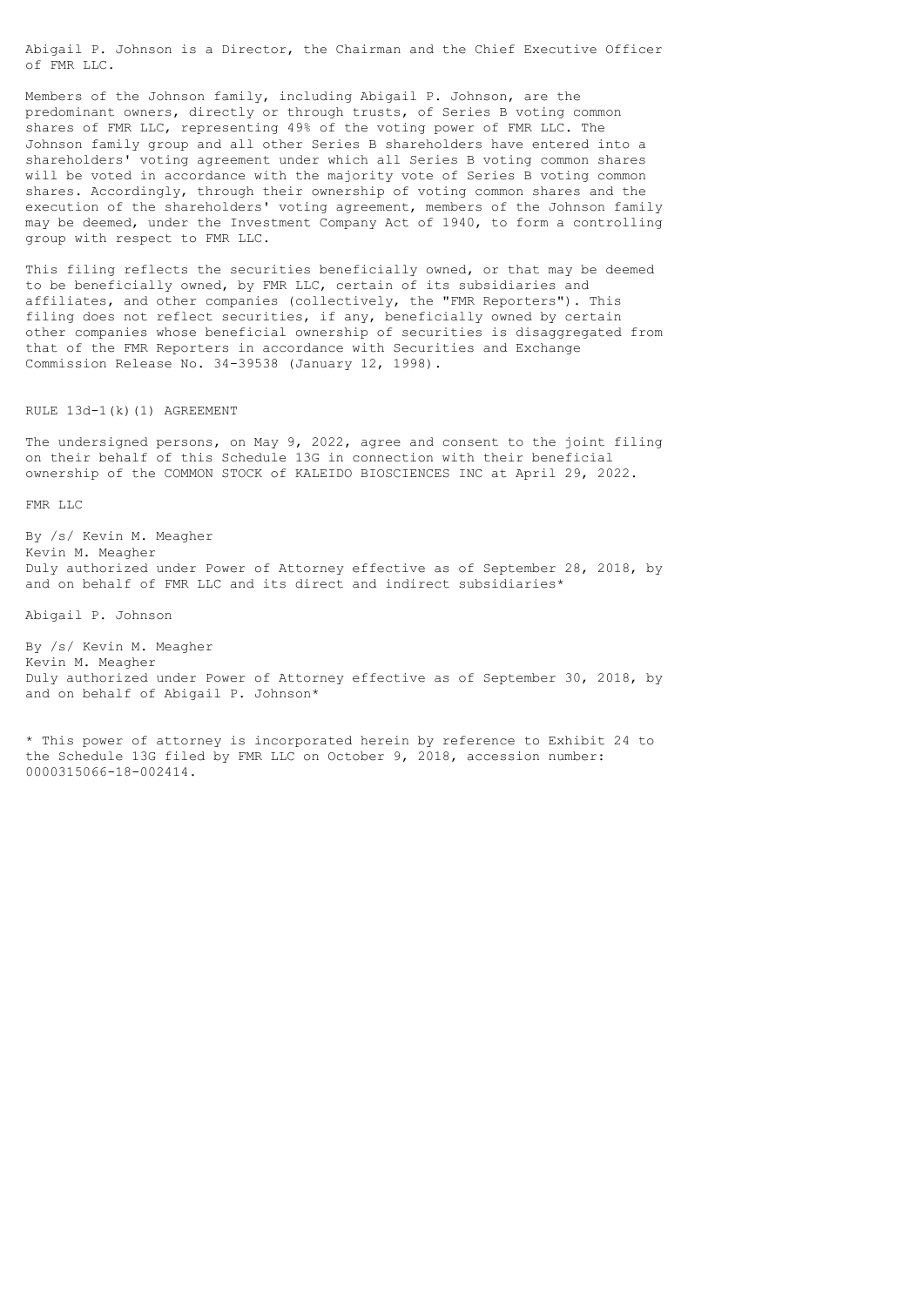Abigail P. Johnson is a Director, the Chairman and the Chief Executive Officer of FMR LLC.

Members of the Johnson family, including Abigail P. Johnson, are the predominant owners, directly or through trusts, of Series B voting common shares of FMR LLC, representing 49% of the voting power of FMR LLC. The Johnson family group and all other Series B shareholders have entered into a shareholders' voting agreement under which all Series B voting common shares will be voted in accordance with the majority vote of Series B voting common shares. Accordingly, through their ownership of voting common shares and the execution of the shareholders' voting agreement, members of the Johnson family may be deemed, under the Investment Company Act of 1940, to form a controlling group with respect to FMR LLC.

This filing reflects the securities beneficially owned, or that may be deemed to be beneficially owned, by FMR LLC, certain of its subsidiaries and affiliates, and other companies (collectively, the "FMR Reporters"). This filing does not reflect securities, if any, beneficially owned by certain other companies whose beneficial ownership of securities is disaggregated from that of the FMR Reporters in accordance with Securities and Exchange Commission Release No. 34-39538 (January 12, 1998).

RULE 13d-1(k)(1) AGREEMENT

The undersigned persons, on May 9, 2022, agree and consent to the joint filing on their behalf of this Schedule 13G in connection with their beneficial ownership of the COMMON STOCK of KALEIDO BIOSCIENCES INC at April 29, 2022.

FMR LLC

By /s/ Kevin M. Meagher
Kevin M. Meagher
Duly authorized under Power of Attorney effective as of September 28, 2018, by and on behalf of FMR LLC and its direct and indirect subsidiaries*

Abigail P. Johnson

By /s/ Kevin M. Meagher
Kevin M. Meagher
Duly authorized under Power of Attorney effective as of September 30, 2018, by and on behalf of Abigail P. Johnson*

* This power of attorney is incorporated herein by reference to Exhibit 24 to the Schedule 13G filed by FMR LLC on October 9, 2018, accession number: 0000315066-18-002414.